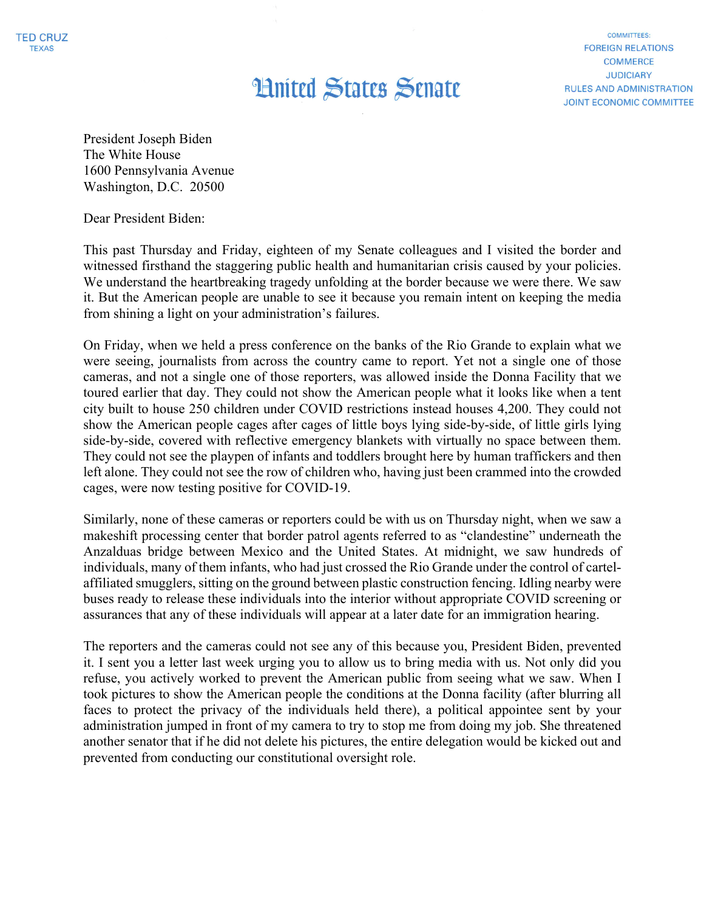TED CRUZ
TEXAS

# United States Senate

COMMITTEES:
FOREIGN RELATIONS
COMMERCE
JUDICIARY
RULES AND ADMINISTRATION
JOINT ECONOMIC COMMITTEE

President Joseph Biden
The White House
1600 Pennsylvania Avenue
Washington, D.C. 20500

Dear President Biden:

This past Thursday and Friday, eighteen of my Senate colleagues and I visited the border and witnessed firsthand the staggering public health and humanitarian crisis caused by your policies. We understand the heartbreaking tragedy unfolding at the border because we were there. We saw it. But the American people are unable to see it because you remain intent on keeping the media from shining a light on your administration's failures.

On Friday, when we held a press conference on the banks of the Rio Grande to explain what we were seeing, journalists from across the country came to report. Yet not a single one of those cameras, and not a single one of those reporters, was allowed inside the Donna Facility that we toured earlier that day. They could not show the American people what it looks like when a tent city built to house 250 children under COVID restrictions instead houses 4,200. They could not show the American people cages after cages of little boys lying side-by-side, of little girls lying side-by-side, covered with reflective emergency blankets with virtually no space between them. They could not see the playpen of infants and toddlers brought here by human traffickers and then left alone. They could not see the row of children who, having just been crammed into the crowded cages, were now testing positive for COVID-19.

Similarly, none of these cameras or reporters could be with us on Thursday night, when we saw a makeshift processing center that border patrol agents referred to as "clandestine" underneath the Anzalduas bridge between Mexico and the United States. At midnight, we saw hundreds of individuals, many of them infants, who had just crossed the Rio Grande under the control of cartel-affiliated smugglers, sitting on the ground between plastic construction fencing. Idling nearby were buses ready to release these individuals into the interior without appropriate COVID screening or assurances that any of these individuals will appear at a later date for an immigration hearing.

The reporters and the cameras could not see any of this because you, President Biden, prevented it. I sent you a letter last week urging you to allow us to bring media with us. Not only did you refuse, you actively worked to prevent the American public from seeing what we saw. When I took pictures to show the American people the conditions at the Donna facility (after blurring all faces to protect the privacy of the individuals held there), a political appointee sent by your administration jumped in front of my camera to try to stop me from doing my job. She threatened another senator that if he did not delete his pictures, the entire delegation would be kicked out and prevented from conducting our constitutional oversight role.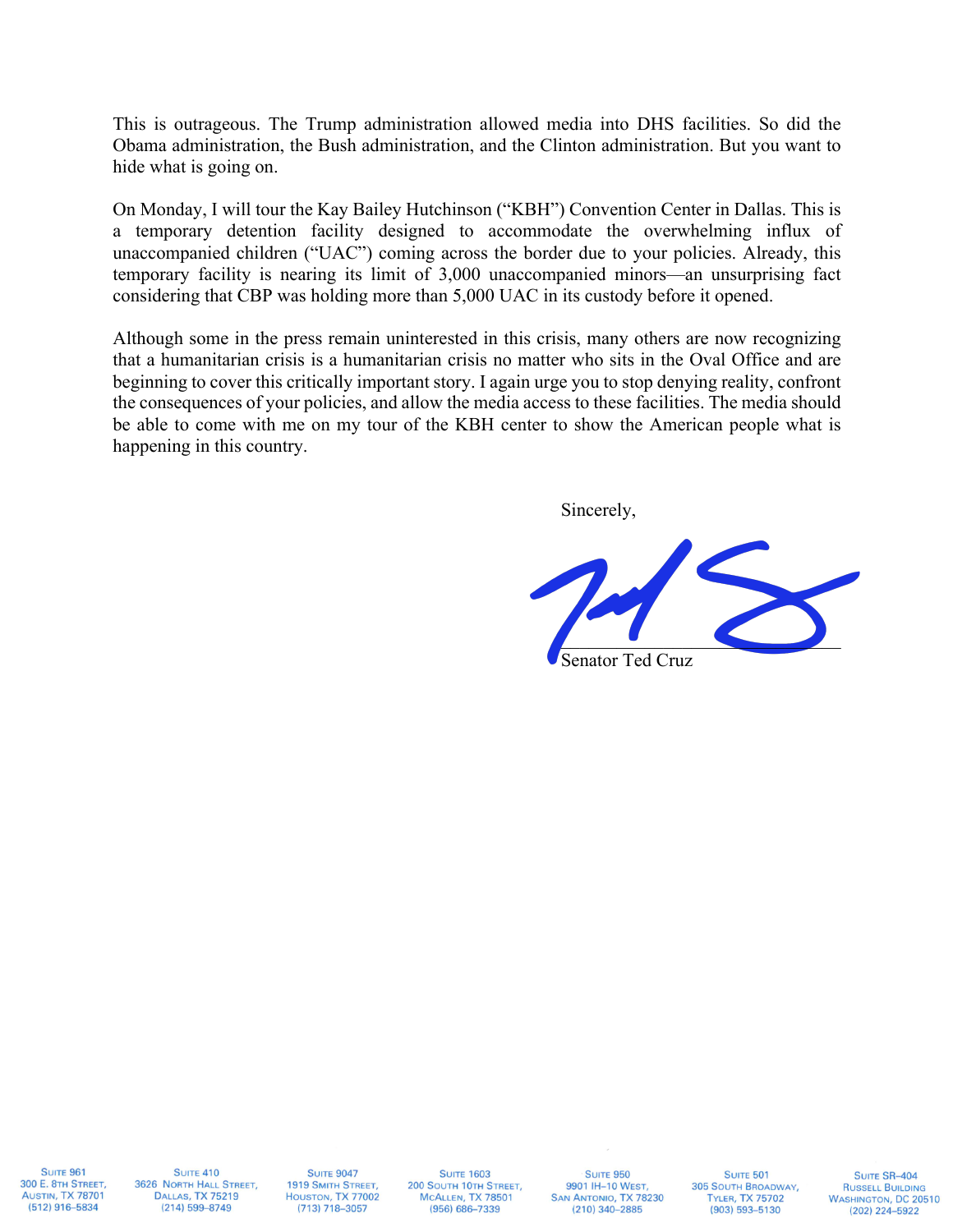This is outrageous. The Trump administration allowed media into DHS facilities. So did the Obama administration, the Bush administration, and the Clinton administration. But you want to hide what is going on.

On Monday, I will tour the Kay Bailey Hutchinson ("KBH") Convention Center in Dallas. This is a temporary detention facility designed to accommodate the overwhelming influx of unaccompanied children ("UAC") coming across the border due to your policies. Already, this temporary facility is nearing its limit of 3,000 unaccompanied minors—an unsurprising fact considering that CBP was holding more than 5,000 UAC in its custody before it opened.

Although some in the press remain uninterested in this crisis, many others are now recognizing that a humanitarian crisis is a humanitarian crisis no matter who sits in the Oval Office and are beginning to cover this critically important story. I again urge you to stop denying reality, confront the consequences of your policies, and allow the media access to these facilities. The media should be able to come with me on my tour of the KBH center to show the American people what is happening in this country.

Sincerely,

Senator Ted Cruz

Suite 961
300 E. 8th Street,
Austin, TX 78701
(512) 916-5834

Suite 410
3626 North Hall Street,
Dallas, TX 75219
(214) 599-8749

Suite 9047
1919 Smith Street,
Houston, TX 77002
(713) 718-3057

Suite 1603
200 South 10th Street,
McAllen, TX 78501
(956) 686-7339

Suite 950
9901 IH-10 West,
San Antonio, TX 78230
(210) 340-2885

Suite 501
305 South Broadway,
Tyler, TX 75702
(903) 593-5130

Suite SR-404
Russell Building
Washington, DC 20510
(202) 224-5922